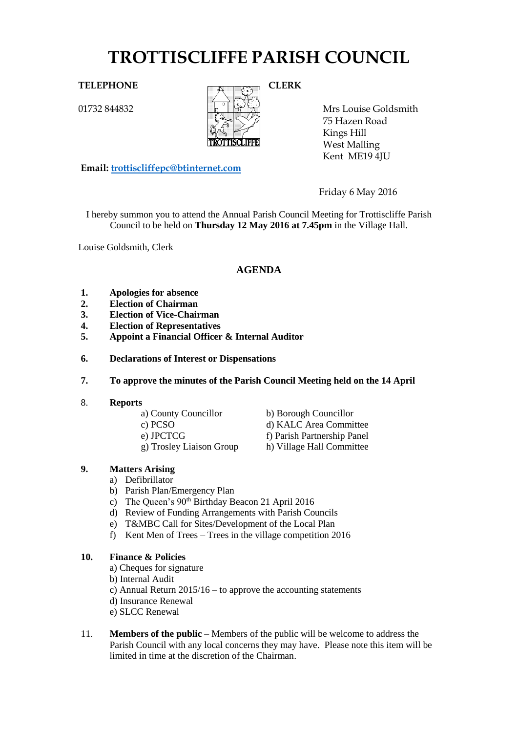# TROTTISCLIFFE PARISH COUNCIL

**TELEPHONE**

01732 844832

**CLERK**

Mrs Louise Goldsmith
75 Hazen Road
Kings Hill
West Malling
Kent ME19 4JU

**Email: trottiscliffepc@btinternet.com**

Friday 6 May 2016

I hereby summon you to attend the Annual Parish Council Meeting for Trottiscliffe Parish Council to be held on **Thursday 12 May 2016 at 7.45pm** in the Village Hall.

Louise Goldsmith, Clerk

## AGENDA

1. **Apologies for absence**
2. **Election of Chairman**
3. **Election of Vice-Chairman**
4. **Election of Representatives**
5. **Appoint a Financial Officer & Internal Auditor**

6. **Declarations of Interest or Dispensations**

7. **To approve the minutes of the Parish Council Meeting held on the 14 April**

8. **Reports**
   - a) County Councillor
   - b) Borough Councillor
   - c) PCSO
   - d) KALC Area Committee
   - e) JPCTCG
   - f) Parish Partnership Panel
   - g) Trosley Liaison Group
   - h) Village Hall Committee

9. **Matters Arising**
   - a) Defibrillator
   - b) Parish Plan/Emergency Plan
   - c) The Queen's 90th Birthday Beacon 21 April 2016
   - d) Review of Funding Arrangements with Parish Councils
   - e) T&MBC Call for Sites/Development of the Local Plan
   - f) Kent Men of Trees – Trees in the village competition 2016

10. **Finance & Policies**
    - a) Cheques for signature
    - b) Internal Audit
    - c) Annual Return 2015/16 – to approve the accounting statements
    - d) Insurance Renewal
    - e) SLCC Renewal

11. **Members of the public** – Members of the public will be welcome to address the Parish Council with any local concerns they may have. Please note this item will be limited in time at the discretion of the Chairman.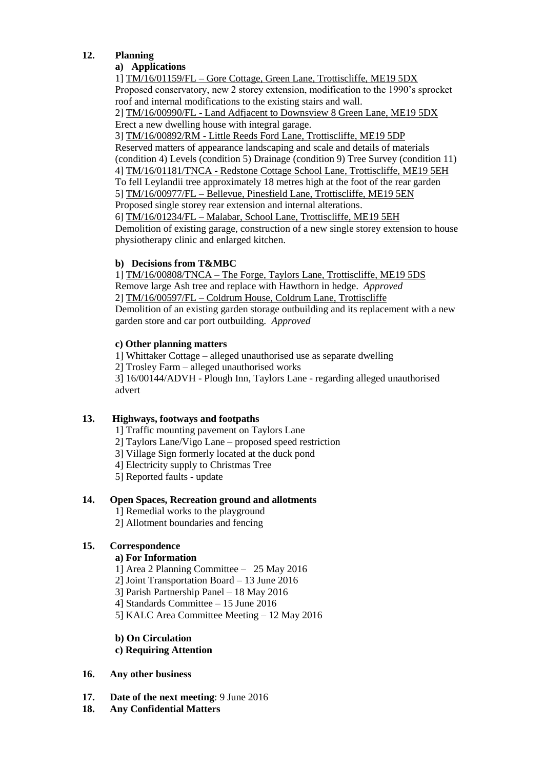## 12. Planning

### a) Applications

1] TM/16/01159/FL – Gore Cottage, Green Lane, Trottiscliffe, ME19 5DX
Proposed conservatory, new 2 storey extension, modification to the 1990's sprocket roof and internal modifications to the existing stairs and wall.

2] TM/16/00990/FL - Land Adfjacent to Downsview 8 Green Lane, ME19 5DX
Erect a new dwelling house with integral garage.

3] TM/16/00892/RM - Little Reeds Ford Lane, Trottiscliffe, ME19 5DP
Reserved matters of appearance landscaping and scale and details of materials (condition 4) Levels (condition 5) Drainage (condition 9) Tree Survey (condition 11)

4] TM/16/01181/TNCA - Redstone Cottage School Lane, Trottiscliffe, ME19 5EH
To fell Leylandii tree approximately 18 metres high at the foot of the rear garden

5] TM/16/00977/FL – Bellevue, Pinesfield Lane, Trottiscliffe, ME19 5EN
Proposed single storey rear extension and internal alterations.

6] TM/16/01234/FL – Malabar, School Lane, Trottiscliffe, ME19 5EH
Demolition of existing garage, construction of a new single storey extension to house physiotherapy clinic and enlarged kitchen.

### b) Decisions from T&MBC

1] TM/16/00808/TNCA – The Forge, Taylors Lane, Trottiscliffe, ME19 5DS
Remove large Ash tree and replace with Hawthorn in hedge. *Approved*

2] TM/16/00597/FL – Coldrum House, Coldrum Lane, Trottiscliffe
Demolition of an existing garden storage outbuilding and its replacement with a new garden store and car port outbuilding. *Approved*

### c) Other planning matters

1] Whittaker Cottage – alleged unauthorised use as separate dwelling

2] Trosley Farm – alleged unauthorised works

3] 16/00144/ADVH - Plough Inn, Taylors Lane - regarding alleged unauthorised advert

## 13. Highways, footways and footpaths

1] Traffic mounting pavement on Taylors Lane

2] Taylors Lane/Vigo Lane – proposed speed restriction

3] Village Sign formerly located at the duck pond

4] Electricity supply to Christmas Tree

5] Reported faults - update

## 14. Open Spaces, Recreation ground and allotments

1] Remedial works to the playground

2] Allotment boundaries and fencing

## 15. Correspondence

### a) For Information

1] Area 2 Planning Committee – 25 May 2016

2] Joint Transportation Board – 13 June 2016

3] Parish Partnership Panel – 18 May 2016

4] Standards Committee – 15 June 2016

5] KALC Area Committee Meeting – 12 May 2016

### b) On Circulation

### c) Requiring Attention

## 16. Any other business

## 17. Date of the next meeting: 9 June 2016

## 18. Any Confidential Matters